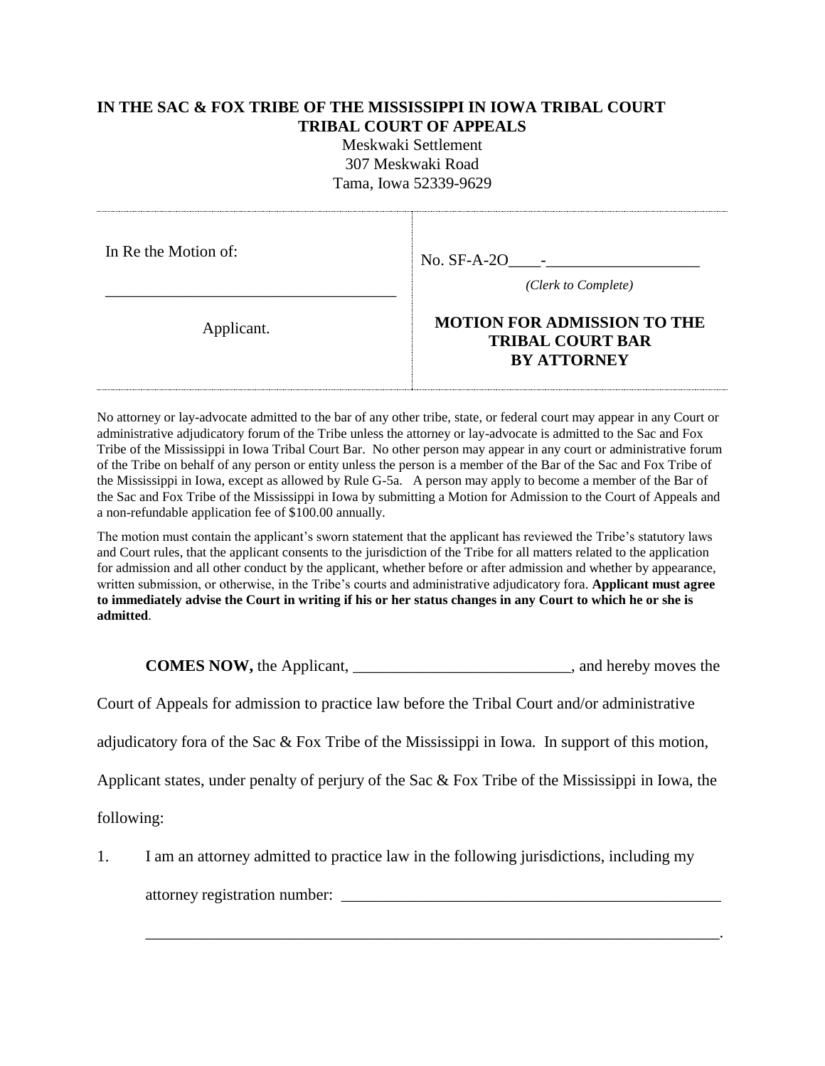**IN THE SAC & FOX TRIBE OF THE MISSISSIPPI IN IOWA TRIBAL COURT**
**TRIBAL COURT OF APPEALS**

Meskwaki Settlement
307 Meskwaki Road
Tama, Iowa 52339-9629

| In Re the Motion of: | No. SF-A-2O____-__________________ |
|---|---|
| ___________________________________ | *(Clerk to Complete)* |
| Applicant. | **MOTION FOR ADMISSION TO THE TRIBAL COURT BAR BY ATTORNEY** |

No attorney or lay-advocate admitted to the bar of any other tribe, state, or federal court may appear in any Court or administrative adjudicatory forum of the Tribe unless the attorney or lay-advocate is admitted to the Sac and Fox Tribe of the Mississippi in Iowa Tribal Court Bar. No other person may appear in any court or administrative forum of the Tribe on behalf of any person or entity unless the person is a member of the Bar of the Sac and Fox Tribe of the Mississippi in Iowa, except as allowed by Rule G-5a. A person may apply to become a member of the Bar of the Sac and Fox Tribe of the Mississippi in Iowa by submitting a Motion for Admission to the Court of Appeals and a non-refundable application fee of $100.00 annually.

The motion must contain the applicant's sworn statement that the applicant has reviewed the Tribe's statutory laws and Court rules, that the applicant consents to the jurisdiction of the Tribe for all matters related to the application for admission and all other conduct by the applicant, whether before or after admission and whether by appearance, written submission, or otherwise, in the Tribe's courts and administrative adjudicatory fora. **Applicant must agree to immediately advise the Court in writing if his or her status changes in any Court to which he or she is admitted**.

**COMES NOW,** the Applicant, ___________________________, and hereby moves the Court of Appeals for admission to practice law before the Tribal Court and/or administrative adjudicatory fora of the Sac & Fox Tribe of the Mississippi in Iowa. In support of this motion, Applicant states, under penalty of perjury of the Sac & Fox Tribe of the Mississippi in Iowa, the following:

1. I am an attorney admitted to practice law in the following jurisdictions, including my attorney registration number: _______________________________________________

   _____________________________________________________________________.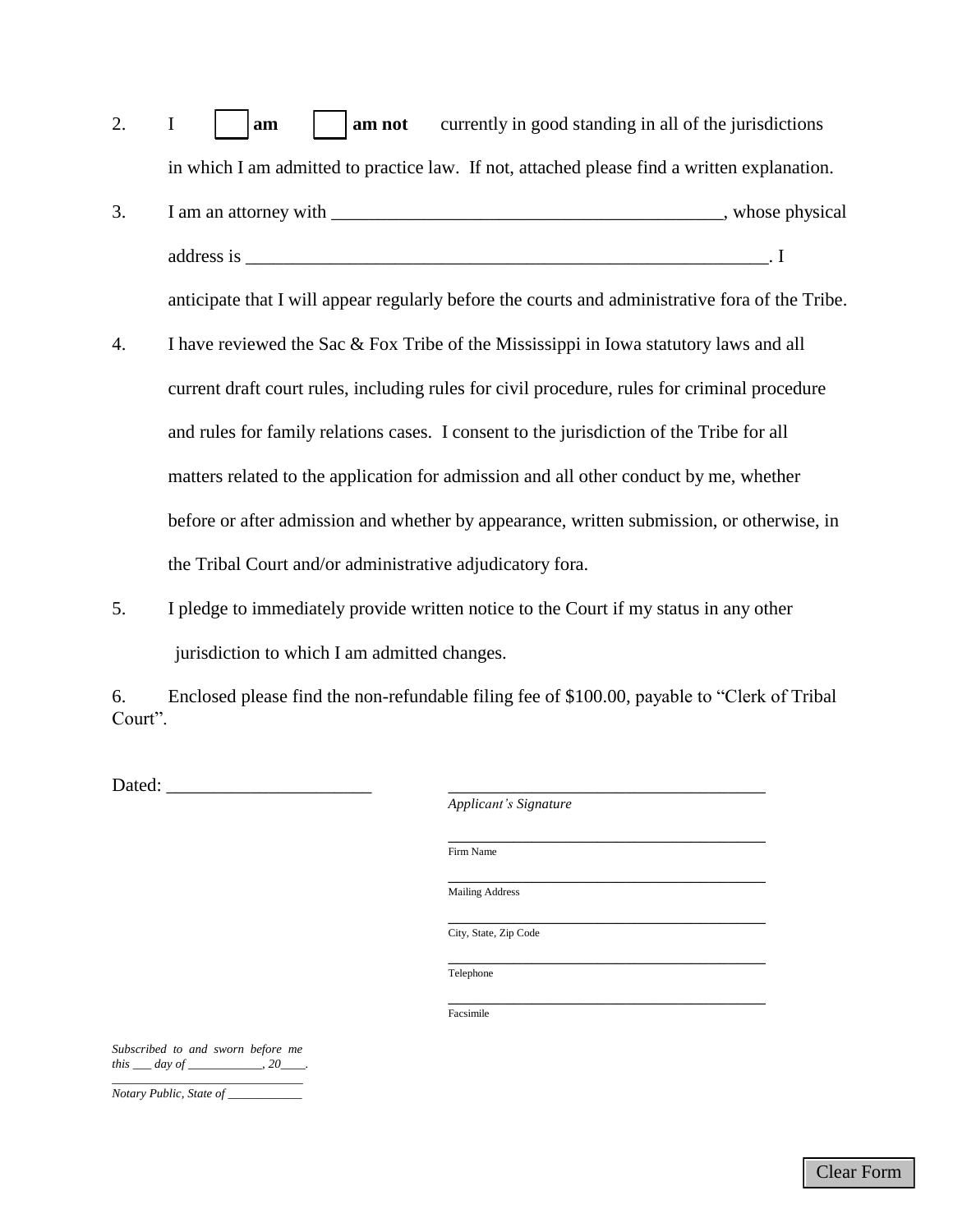2. I ☐ **am** ☐ **am not** currently in good standing in all of the jurisdictions in which I am admitted to practice law. If not, attached please find a written explanation.

3. I am an attorney with ___________________________________________, whose physical address is __________________________________________________________. I anticipate that I will appear regularly before the courts and administrative fora of the Tribe.

4. I have reviewed the Sac & Fox Tribe of the Mississippi in Iowa statutory laws and all current draft court rules, including rules for civil procedure, rules for criminal procedure and rules for family relations cases. I consent to the jurisdiction of the Tribe for all matters related to the application for admission and all other conduct by me, whether before or after admission and whether by appearance, written submission, or otherwise, in the Tribal Court and/or administrative adjudicatory fora.

5. I pledge to immediately provide written notice to the Court if my status in any other jurisdiction to which I am admitted changes.

6. Enclosed please find the non-refundable filing fee of $100.00, payable to "Clerk of Tribal Court".

Dated: ______________________

_____________________________________
*Applicant's Signature*

_____________________________________
Firm Name

_____________________________________
Mailing Address

_____________________________________
City, State, Zip Code

_____________________________________
Telephone

_____________________________________
Facsimile

*Subscribed to and sworn before me this ___ day of ____________, 20____.*

_____________________________
*Notary Public, State of ___________*

Clear Form